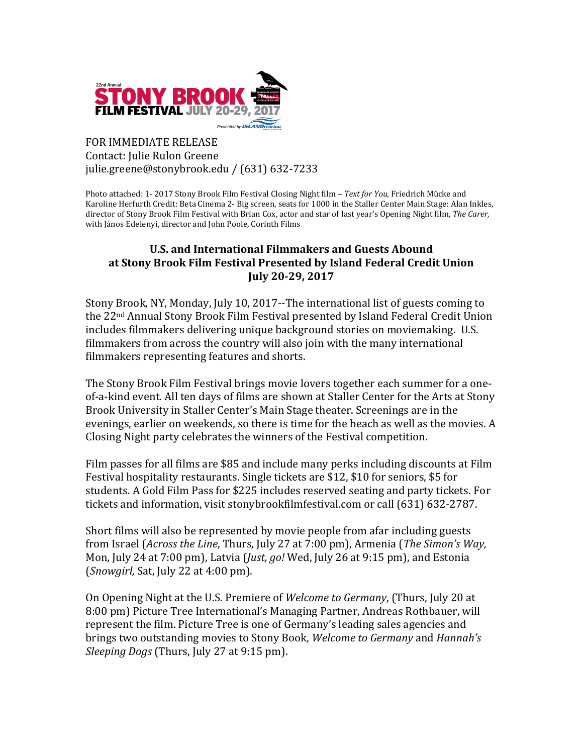FOR IMMEDIATE RELEASE
Contact: Julie Rulon Greene
julie.greene@stonybrook.edu / (631) 632-7233

Photo attached: 1- 2017 Stony Brook Film Festival Closing Night film – *Text for You,* Friedrich Mücke and Karoline Herfurth Credit: Beta Cinema 2- Big screen, seats for 1000 in the Staller Center Main Stage: Alan Inkles, director of Stony Brook Film Festival with Brian Cox, actor and star of last year's Opening Night film, *The Carer,* with János Edelenyi, director and John Poole, Corinth Films

## U.S. and International Filmmakers and Guests Abound at Stony Brook Film Festival Presented by Island Federal Credit Union July 20-29, 2017

Stony Brook, NY, Monday, July 10, 2017--The international list of guests coming to the 22nd Annual Stony Brook Film Festival presented by Island Federal Credit Union includes filmmakers delivering unique background stories on moviemaking. U.S. filmmakers from across the country will also join with the many international filmmakers representing features and shorts.

The Stony Brook Film Festival brings movie lovers together each summer for a one-of-a-kind event. All ten days of films are shown at Staller Center for the Arts at Stony Brook University in Staller Center's Main Stage theater. Screenings are in the evenings, earlier on weekends, so there is time for the beach as well as the movies. A Closing Night party celebrates the winners of the Festival competition.

Film passes for all films are $85 and include many perks including discounts at Film Festival hospitality restaurants. Single tickets are $12, $10 for seniors, $5 for students. A Gold Film Pass for $225 includes reserved seating and party tickets. For tickets and information, visit stonybrookfilmfestival.com or call (631) 632-2787.

Short films will also be represented by movie people from afar including guests from Israel (*Across the Line*, Thurs, July 27 at 7:00 pm), Armenia (*The Simon's Way,* Mon, July 24 at 7:00 pm), Latvia (*Just, go!* Wed, July 26 at 9:15 pm), and Estonia (*Snowgirl,* Sat, July 22 at 4:00 pm).

On Opening Night at the U.S. Premiere of *Welcome to Germany*, (Thurs, July 20 at 8:00 pm) Picture Tree International's Managing Partner, Andreas Rothbauer, will represent the film. Picture Tree is one of Germany's leading sales agencies and brings two outstanding movies to Stony Book, *Welcome to Germany* and *Hannah's Sleeping Dogs* (Thurs, July 27 at 9:15 pm).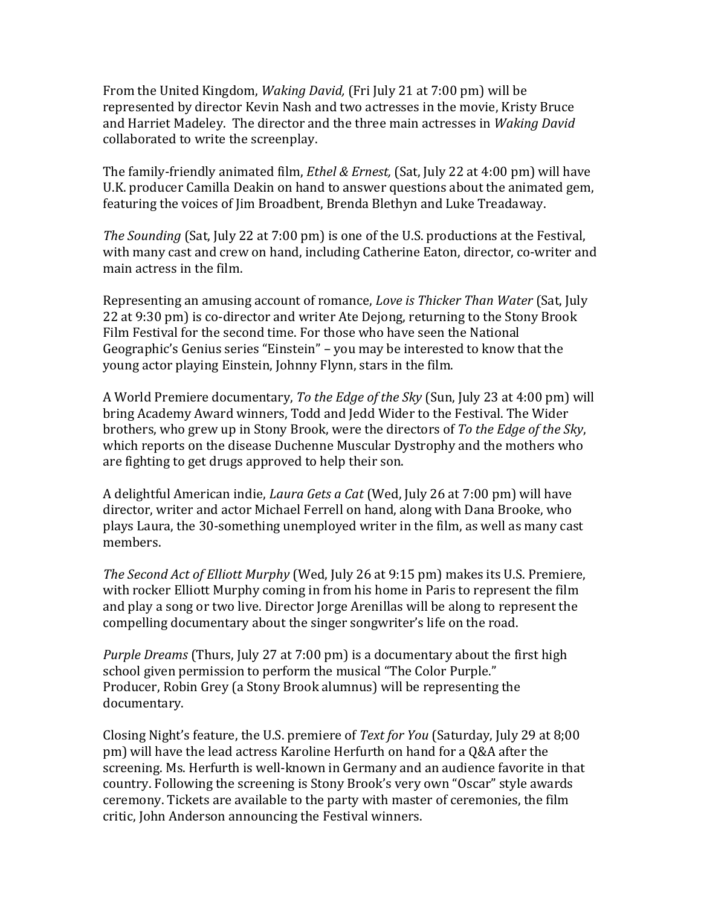From the United Kingdom, *Waking David,* (Fri July 21 at 7:00 pm) will be represented by director Kevin Nash and two actresses in the movie, Kristy Bruce and Harriet Madeley. The director and the three main actresses in *Waking David* collaborated to write the screenplay.

The family-friendly animated film, *Ethel & Ernest,* (Sat, July 22 at 4:00 pm) will have U.K. producer Camilla Deakin on hand to answer questions about the animated gem, featuring the voices of Jim Broadbent, Brenda Blethyn and Luke Treadaway.

*The Sounding* (Sat, July 22 at 7:00 pm) is one of the U.S. productions at the Festival, with many cast and crew on hand, including Catherine Eaton, director, co-writer and main actress in the film.

Representing an amusing account of romance, *Love is Thicker Than Water* (Sat, July 22 at 9:30 pm) is co-director and writer Ate Dejong, returning to the Stony Brook Film Festival for the second time. For those who have seen the National Geographic's Genius series "Einstein" – you may be interested to know that the young actor playing Einstein, Johnny Flynn, stars in the film.

A World Premiere documentary, *To the Edge of the Sky* (Sun, July 23 at 4:00 pm) will bring Academy Award winners, Todd and Jedd Wider to the Festival. The Wider brothers, who grew up in Stony Brook, were the directors of *To the Edge of the Sky*, which reports on the disease Duchenne Muscular Dystrophy and the mothers who are fighting to get drugs approved to help their son.

A delightful American indie, *Laura Gets a Cat* (Wed, July 26 at 7:00 pm) will have director, writer and actor Michael Ferrell on hand, along with Dana Brooke, who plays Laura, the 30-something unemployed writer in the film, as well as many cast members.

*The Second Act of Elliott Murphy* (Wed, July 26 at 9:15 pm) makes its U.S. Premiere, with rocker Elliott Murphy coming in from his home in Paris to represent the film and play a song or two live. Director Jorge Arenillas will be along to represent the compelling documentary about the singer songwriter's life on the road.

*Purple Dreams* (Thurs, July 27 at 7:00 pm) is a documentary about the first high school given permission to perform the musical "The Color Purple."
Producer, Robin Grey (a Stony Brook alumnus) will be representing the documentary.

Closing Night's feature, the U.S. premiere of *Text for You* (Saturday, July 29 at 8;00 pm) will have the lead actress Karoline Herfurth on hand for a Q&A after the screening. Ms. Herfurth is well-known in Germany and an audience favorite in that country. Following the screening is Stony Brook's very own "Oscar" style awards ceremony. Tickets are available to the party with master of ceremonies, the film critic, John Anderson announcing the Festival winners.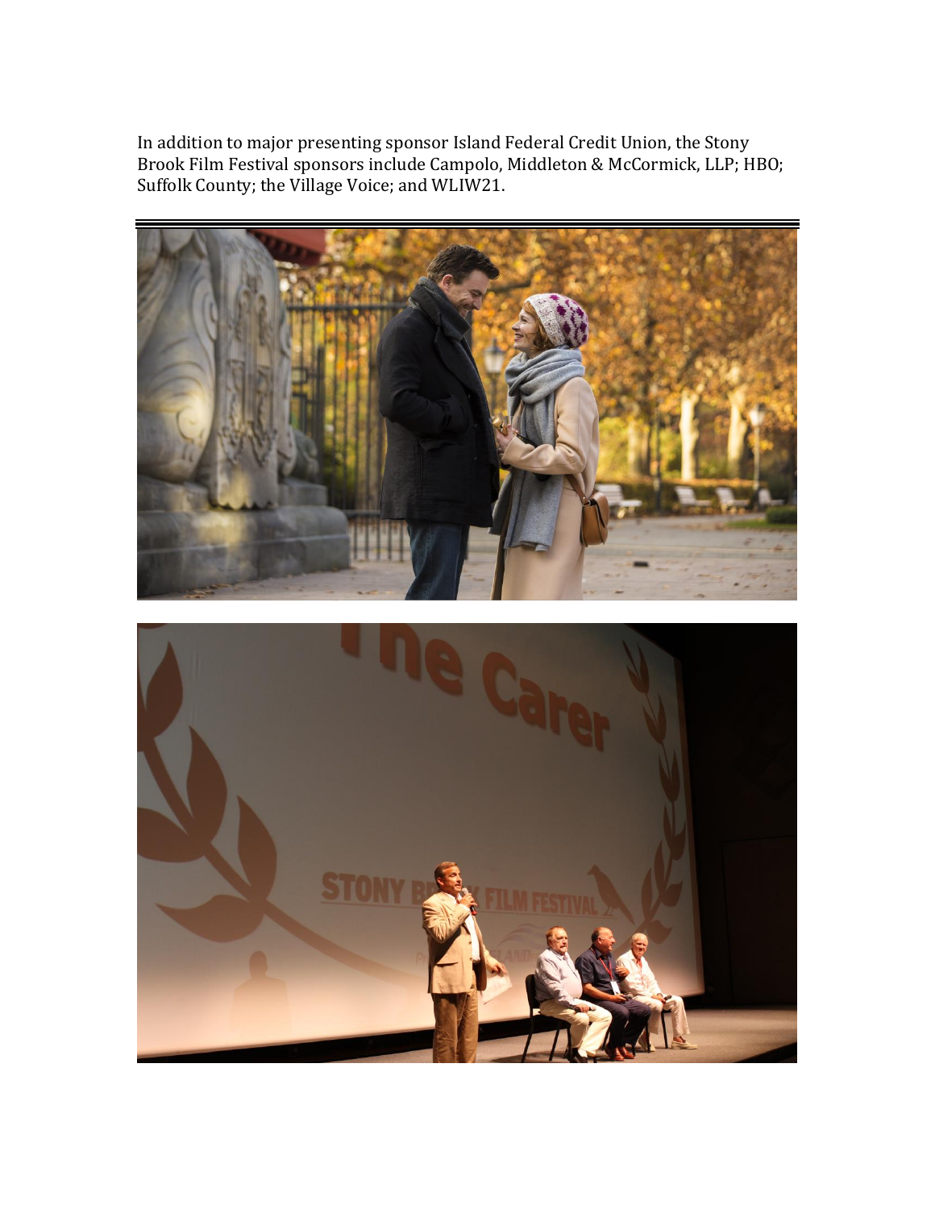In addition to major presenting sponsor Island Federal Credit Union, the Stony Brook Film Festival sponsors include Campolo, Middleton & McCormick, LLP; HBO; Suffolk County; the Village Voice; and WLIW21.